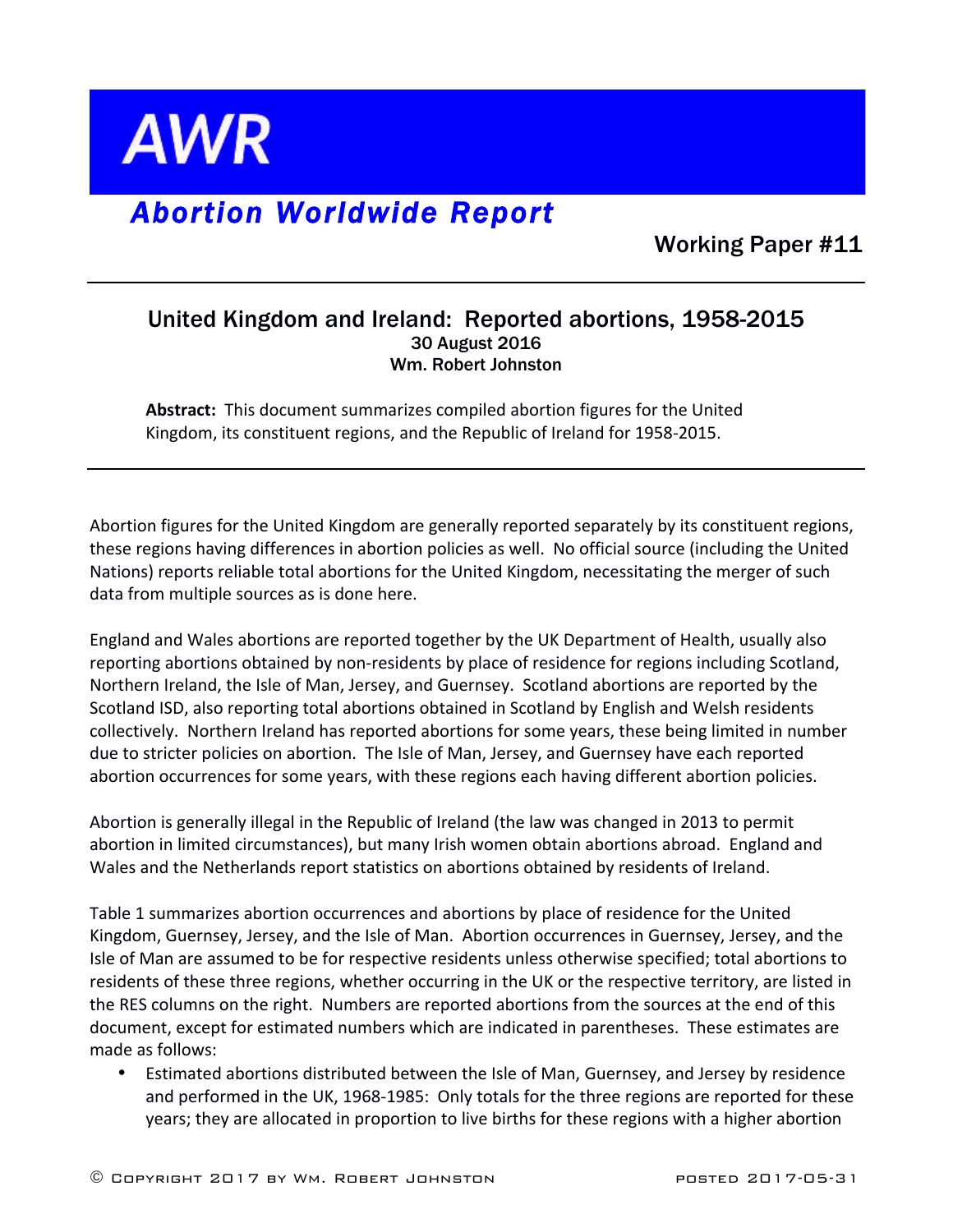# AWR

## *Abortion Worldwide Report*

Working Paper #11

### United Kingdom and Ireland: Reported abortions, 1958-2015

30 August 2016

Wm. Robert Johnston

**Abstract:** This document summarizes compiled abortion figures for the United Kingdom, its constituent regions, and the Republic of Ireland for 1958-2015.

---

Abortion figures for the United Kingdom are generally reported separately by its constituent regions, these regions having differences in abortion policies as well. No official source (including the United Nations) reports reliable total abortions for the United Kingdom, necessitating the merger of such data from multiple sources as is done here.

England and Wales abortions are reported together by the UK Department of Health, usually also reporting abortions obtained by non-residents by place of residence for regions including Scotland, Northern Ireland, the Isle of Man, Jersey, and Guernsey. Scotland abortions are reported by the Scotland ISD, also reporting total abortions obtained in Scotland by English and Welsh residents collectively. Northern Ireland has reported abortions for some years, these being limited in number due to stricter policies on abortion. The Isle of Man, Jersey, and Guernsey have each reported abortion occurrences for some years, with these regions each having different abortion policies.

Abortion is generally illegal in the Republic of Ireland (the law was changed in 2013 to permit abortion in limited circumstances), but many Irish women obtain abortions abroad. England and Wales and the Netherlands report statistics on abortions obtained by residents of Ireland.

Table 1 summarizes abortion occurrences and abortions by place of residence for the United Kingdom, Guernsey, Jersey, and the Isle of Man. Abortion occurrences in Guernsey, Jersey, and the Isle of Man are assumed to be for respective residents unless otherwise specified; total abortions to residents of these three regions, whether occurring in the UK or the respective territory, are listed in the RES columns on the right. Numbers are reported abortions from the sources at the end of this document, except for estimated numbers which are indicated in parentheses. These estimates are made as follows:

- Estimated abortions distributed between the Isle of Man, Guernsey, and Jersey by residence and performed in the UK, 1968-1985: Only totals for the three regions are reported for these years; they are allocated in proportion to live births for these regions with a higher abortion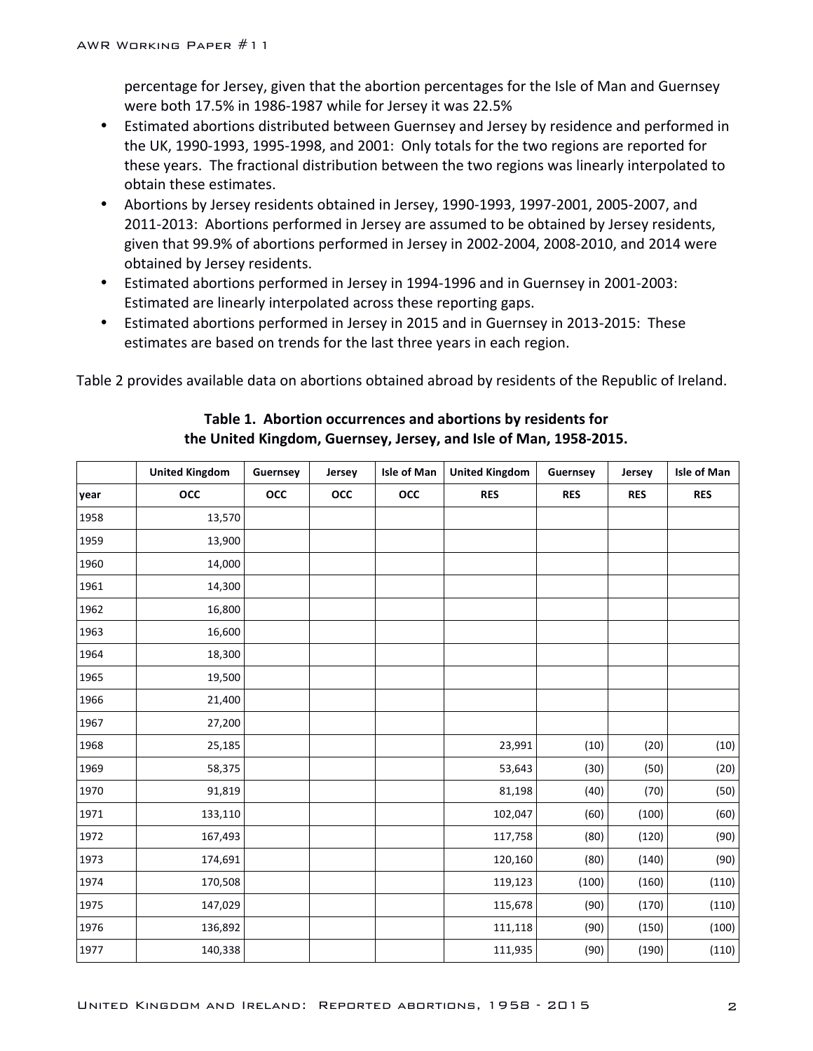percentage for Jersey, given that the abortion percentages for the Isle of Man and Guernsey were both 17.5% in 1986-1987 while for Jersey it was 22.5%

- Estimated abortions distributed between Guernsey and Jersey by residence and performed in the UK, 1990-1993, 1995-1998, and 2001: Only totals for the two regions are reported for these years. The fractional distribution between the two regions was linearly interpolated to obtain these estimates.
- Abortions by Jersey residents obtained in Jersey, 1990-1993, 1997-2001, 2005-2007, and 2011-2013: Abortions performed in Jersey are assumed to be obtained by Jersey residents, given that 99.9% of abortions performed in Jersey in 2002-2004, 2008-2010, and 2014 were obtained by Jersey residents.
- Estimated abortions performed in Jersey in 1994-1996 and in Guernsey in 2001-2003: Estimated are linearly interpolated across these reporting gaps.
- Estimated abortions performed in Jersey in 2015 and in Guernsey in 2013-2015: These estimates are based on trends for the last three years in each region.

Table 2 provides available data on abortions obtained abroad by residents of the Republic of Ireland.

**Table 1. Abortion occurrences and abortions by residents for the United Kingdom, Guernsey, Jersey, and Isle of Man, 1958-2015.**

| | United Kingdom | Guernsey | Jersey | Isle of Man | United Kingdom | Guernsey | Jersey | Isle of Man |
|---|---|---|---|---|---|---|---|---|
| year | OCC | OCC | OCC | OCC | RES | RES | RES | RES |
| 1958 | 13,570 | | | | | | | |
| 1959 | 13,900 | | | | | | | |
| 1960 | 14,000 | | | | | | | |
| 1961 | 14,300 | | | | | | | |
| 1962 | 16,800 | | | | | | | |
| 1963 | 16,600 | | | | | | | |
| 1964 | 18,300 | | | | | | | |
| 1965 | 19,500 | | | | | | | |
| 1966 | 21,400 | | | | | | | |
| 1967 | 27,200 | | | | | | | |
| 1968 | 25,185 | | | | 23,991 | (10) | (20) | (10) |
| 1969 | 58,375 | | | | 53,643 | (30) | (50) | (20) |
| 1970 | 91,819 | | | | 81,198 | (40) | (70) | (50) |
| 1971 | 133,110 | | | | 102,047 | (60) | (100) | (60) |
| 1972 | 167,493 | | | | 117,758 | (80) | (120) | (90) |
| 1973 | 174,691 | | | | 120,160 | (80) | (140) | (90) |
| 1974 | 170,508 | | | | 119,123 | (100) | (160) | (110) |
| 1975 | 147,029 | | | | 115,678 | (90) | (170) | (110) |
| 1976 | 136,892 | | | | 111,118 | (90) | (150) | (100) |
| 1977 | 140,338 | | | | 111,935 | (90) | (190) | (110) |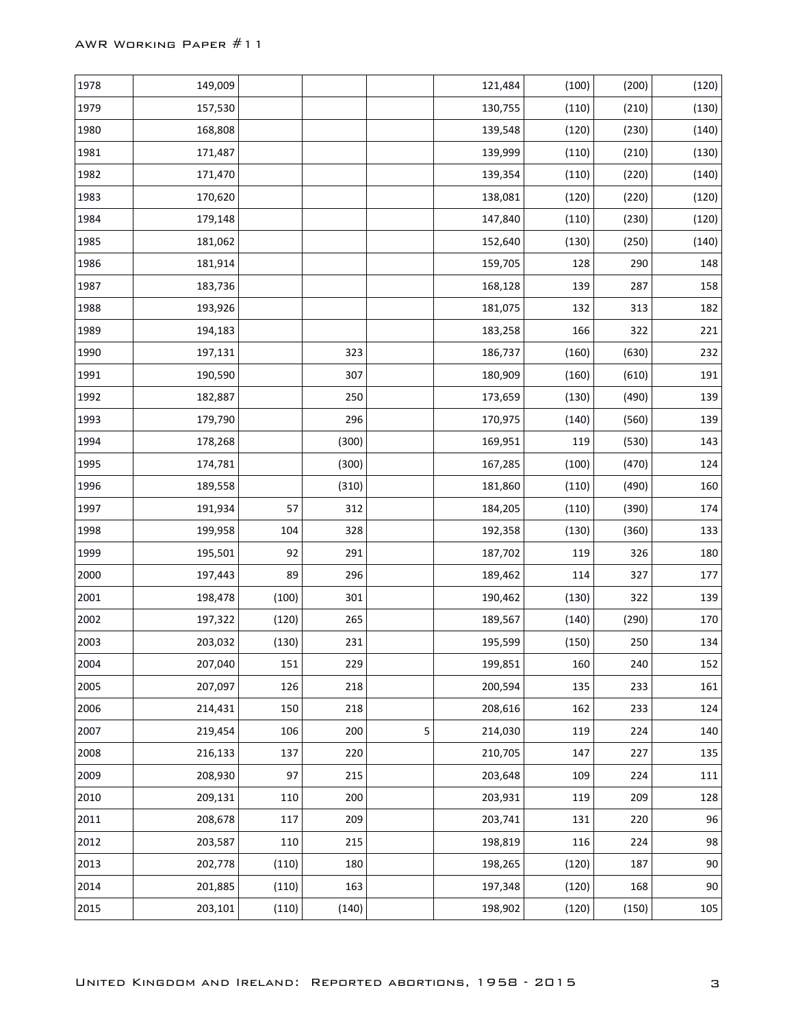| | | | | | | | | |
|---|---|---|---|---|---|---|---|---|
| 1978 | 149,009 | | | | 121,484 | (100) | (200) | (120) |
| 1979 | 157,530 | | | | 130,755 | (110) | (210) | (130) |
| 1980 | 168,808 | | | | 139,548 | (120) | (230) | (140) |
| 1981 | 171,487 | | | | 139,999 | (110) | (210) | (130) |
| 1982 | 171,470 | | | | 139,354 | (110) | (220) | (140) |
| 1983 | 170,620 | | | | 138,081 | (120) | (220) | (120) |
| 1984 | 179,148 | | | | 147,840 | (110) | (230) | (120) |
| 1985 | 181,062 | | | | 152,640 | (130) | (250) | (140) |
| 1986 | 181,914 | | | | 159,705 | 128 | 290 | 148 |
| 1987 | 183,736 | | | | 168,128 | 139 | 287 | 158 |
| 1988 | 193,926 | | | | 181,075 | 132 | 313 | 182 |
| 1989 | 194,183 | | | | 183,258 | 166 | 322 | 221 |
| 1990 | 197,131 | | 323 | | 186,737 | (160) | (630) | 232 |
| 1991 | 190,590 | | 307 | | 180,909 | (160) | (610) | 191 |
| 1992 | 182,887 | | 250 | | 173,659 | (130) | (490) | 139 |
| 1993 | 179,790 | | 296 | | 170,975 | (140) | (560) | 139 |
| 1994 | 178,268 | | (300) | | 169,951 | 119 | (530) | 143 |
| 1995 | 174,781 | | (300) | | 167,285 | (100) | (470) | 124 |
| 1996 | 189,558 | | (310) | | 181,860 | (110) | (490) | 160 |
| 1997 | 191,934 | 57 | 312 | | 184,205 | (110) | (390) | 174 |
| 1998 | 199,958 | 104 | 328 | | 192,358 | (130) | (360) | 133 |
| 1999 | 195,501 | 92 | 291 | | 187,702 | 119 | 326 | 180 |
| 2000 | 197,443 | 89 | 296 | | 189,462 | 114 | 327 | 177 |
| 2001 | 198,478 | (100) | 301 | | 190,462 | (130) | 322 | 139 |
| 2002 | 197,322 | (120) | 265 | | 189,567 | (140) | (290) | 170 |
| 2003 | 203,032 | (130) | 231 | | 195,599 | (150) | 250 | 134 |
| 2004 | 207,040 | 151 | 229 | | 199,851 | 160 | 240 | 152 |
| 2005 | 207,097 | 126 | 218 | | 200,594 | 135 | 233 | 161 |
| 2006 | 214,431 | 150 | 218 | | 208,616 | 162 | 233 | 124 |
| 2007 | 219,454 | 106 | 200 | 5 | 214,030 | 119 | 224 | 140 |
| 2008 | 216,133 | 137 | 220 | | 210,705 | 147 | 227 | 135 |
| 2009 | 208,930 | 97 | 215 | | 203,648 | 109 | 224 | 111 |
| 2010 | 209,131 | 110 | 200 | | 203,931 | 119 | 209 | 128 |
| 2011 | 208,678 | 117 | 209 | | 203,741 | 131 | 220 | 96 |
| 2012 | 203,587 | 110 | 215 | | 198,819 | 116 | 224 | 98 |
| 2013 | 202,778 | (110) | 180 | | 198,265 | (120) | 187 | 90 |
| 2014 | 201,885 | (110) | 163 | | 197,348 | (120) | 168 | 90 |
| 2015 | 203,101 | (110) | (140) | | 198,902 | (120) | (150) | 105 |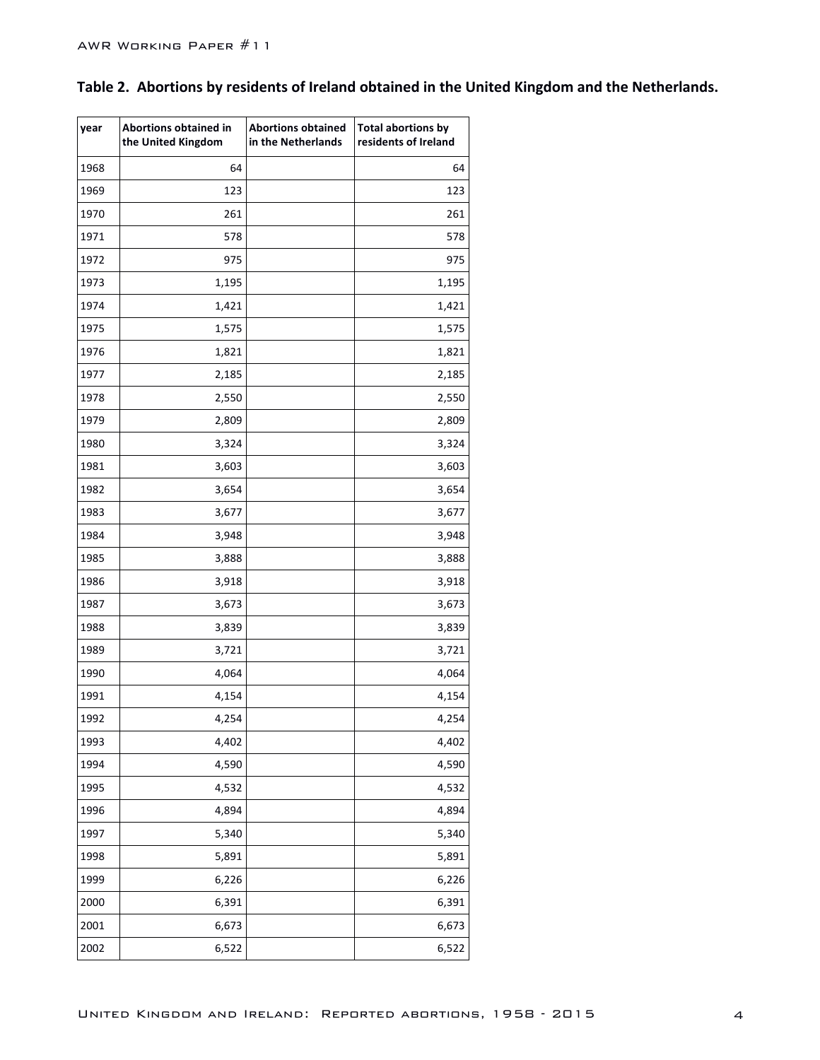**Table 2. Abortions by residents of Ireland obtained in the United Kingdom and the Netherlands.**

| year | Abortions obtained in the United Kingdom | Abortions obtained in the Netherlands | Total abortions by residents of Ireland |
|---|---|---|---|
| 1968 | 64 | | 64 |
| 1969 | 123 | | 123 |
| 1970 | 261 | | 261 |
| 1971 | 578 | | 578 |
| 1972 | 975 | | 975 |
| 1973 | 1,195 | | 1,195 |
| 1974 | 1,421 | | 1,421 |
| 1975 | 1,575 | | 1,575 |
| 1976 | 1,821 | | 1,821 |
| 1977 | 2,185 | | 2,185 |
| 1978 | 2,550 | | 2,550 |
| 1979 | 2,809 | | 2,809 |
| 1980 | 3,324 | | 3,324 |
| 1981 | 3,603 | | 3,603 |
| 1982 | 3,654 | | 3,654 |
| 1983 | 3,677 | | 3,677 |
| 1984 | 3,948 | | 3,948 |
| 1985 | 3,888 | | 3,888 |
| 1986 | 3,918 | | 3,918 |
| 1987 | 3,673 | | 3,673 |
| 1988 | 3,839 | | 3,839 |
| 1989 | 3,721 | | 3,721 |
| 1990 | 4,064 | | 4,064 |
| 1991 | 4,154 | | 4,154 |
| 1992 | 4,254 | | 4,254 |
| 1993 | 4,402 | | 4,402 |
| 1994 | 4,590 | | 4,590 |
| 1995 | 4,532 | | 4,532 |
| 1996 | 4,894 | | 4,894 |
| 1997 | 5,340 | | 5,340 |
| 1998 | 5,891 | | 5,891 |
| 1999 | 6,226 | | 6,226 |
| 2000 | 6,391 | | 6,391 |
| 2001 | 6,673 | | 6,673 |
| 2002 | 6,522 | | 6,522 |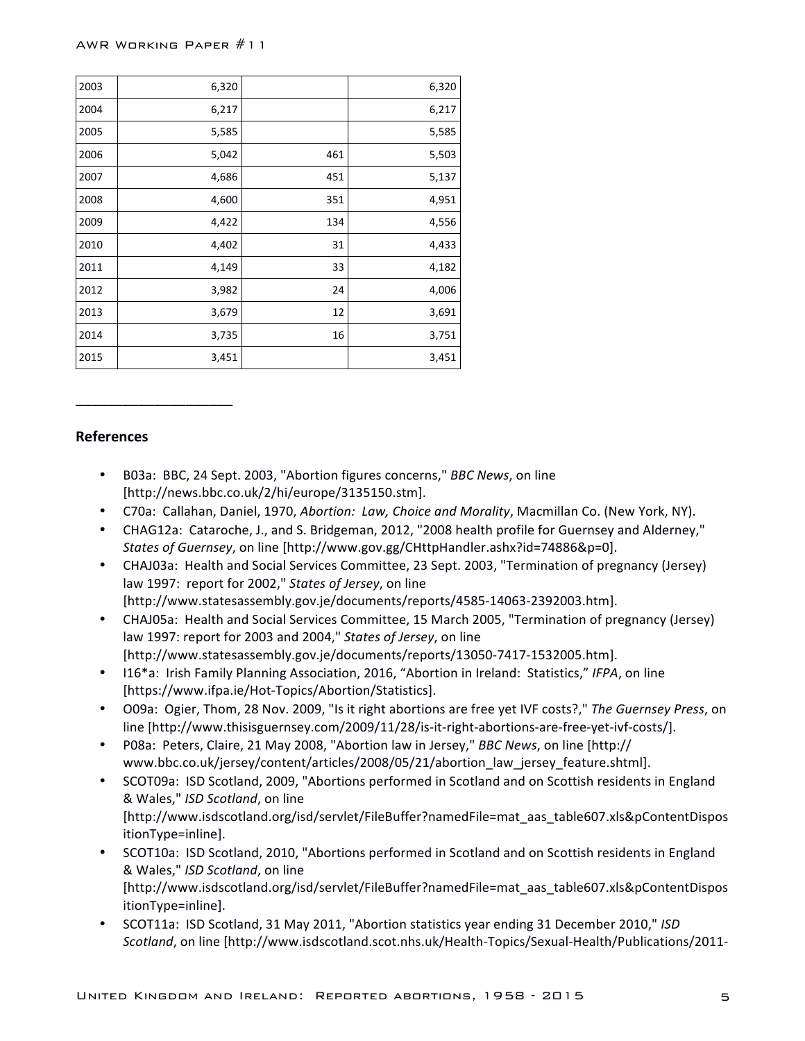| | | | |
|---|---|---|---|
| 2003 | 6,320 | | 6,320 |
| 2004 | 6,217 | | 6,217 |
| 2005 | 5,585 | | 5,585 |
| 2006 | 5,042 | 461 | 5,503 |
| 2007 | 4,686 | 451 | 5,137 |
| 2008 | 4,600 | 351 | 4,951 |
| 2009 | 4,422 | 134 | 4,556 |
| 2010 | 4,402 | 31 | 4,433 |
| 2011 | 4,149 | 33 | 4,182 |
| 2012 | 3,982 | 24 | 4,006 |
| 2013 | 3,679 | 12 | 3,691 |
| 2014 | 3,735 | 16 | 3,751 |
| 2015 | 3,451 | | 3,451 |

______________________

## References

- B03a: BBC, 24 Sept. 2003, "Abortion figures concerns," *BBC News*, on line [http://news.bbc.co.uk/2/hi/europe/3135150.stm].
- C70a: Callahan, Daniel, 1970, *Abortion: Law, Choice and Morality*, Macmillan Co. (New York, NY).
- CHAG12a: Cataroche, J., and S. Bridgeman, 2012, "2008 health profile for Guernsey and Alderney," *States of Guernsey*, on line [http://www.gov.gg/CHttpHandler.ashx?id=74886&p=0].
- CHAJ03a: Health and Social Services Committee, 23 Sept. 2003, "Termination of pregnancy (Jersey) law 1997: report for 2002," *States of Jersey*, on line [http://www.statesassembly.gov.je/documents/reports/4585-14063-2392003.htm].
- CHAJ05a: Health and Social Services Committee, 15 March 2005, "Termination of pregnancy (Jersey) law 1997: report for 2003 and 2004," *States of Jersey*, on line [http://www.statesassembly.gov.je/documents/reports/13050-7417-1532005.htm].
- I16*a: Irish Family Planning Association, 2016, "Abortion in Ireland: Statistics," *IFPA*, on line [https://www.ifpa.ie/Hot-Topics/Abortion/Statistics].
- O09a: Ogier, Thom, 28 Nov. 2009, "Is it right abortions are free yet IVF costs?," *The Guernsey Press*, on line [http://www.thisisguernsey.com/2009/11/28/is-it-right-abortions-are-free-yet-ivf-costs/].
- P08a: Peters, Claire, 21 May 2008, "Abortion law in Jersey," *BBC News*, on line [http://www.bbc.co.uk/jersey/content/articles/2008/05/21/abortion_law_jersey_feature.shtml].
- SCOT09a: ISD Scotland, 2009, "Abortions performed in Scotland and on Scottish residents in England & Wales," *ISD Scotland*, on line [http://www.isdscotland.org/isd/servlet/FileBuffer?namedFile=mat_aas_table607.xls&pContentDispositionType=inline].
- SCOT10a: ISD Scotland, 2010, "Abortions performed in Scotland and on Scottish residents in England & Wales," *ISD Scotland*, on line [http://www.isdscotland.org/isd/servlet/FileBuffer?namedFile=mat_aas_table607.xls&pContentDispositionType=inline].
- SCOT11a: ISD Scotland, 31 May 2011, "Abortion statistics year ending 31 December 2010," *ISD Scotland*, on line [http://www.isdscotland.scot.nhs.uk/Health-Topics/Sexual-Health/Publications/2011-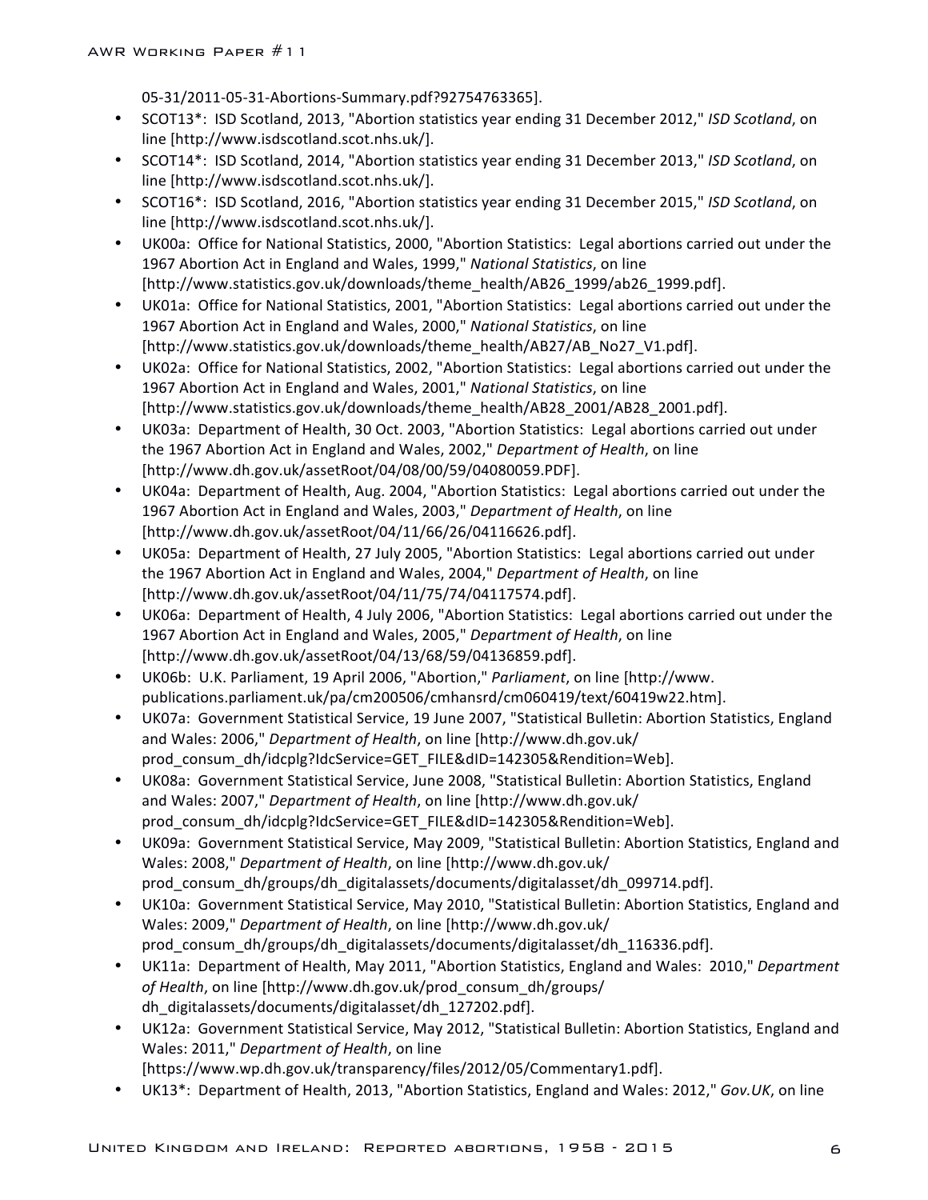05-31/2011-05-31-Abortions-Summary.pdf?92754763365].

- SCOT13*: ISD Scotland, 2013, "Abortion statistics year ending 31 December 2012," *ISD Scotland*, on line [http://www.isdscotland.scot.nhs.uk/].
- SCOT14*: ISD Scotland, 2014, "Abortion statistics year ending 31 December 2013," *ISD Scotland*, on line [http://www.isdscotland.scot.nhs.uk/].
- SCOT16*: ISD Scotland, 2016, "Abortion statistics year ending 31 December 2015," *ISD Scotland*, on line [http://www.isdscotland.scot.nhs.uk/].
- UK00a: Office for National Statistics, 2000, "Abortion Statistics: Legal abortions carried out under the 1967 Abortion Act in England and Wales, 1999," *National Statistics*, on line [http://www.statistics.gov.uk/downloads/theme_health/AB26_1999/ab26_1999.pdf].
- UK01a: Office for National Statistics, 2001, "Abortion Statistics: Legal abortions carried out under the 1967 Abortion Act in England and Wales, 2000," *National Statistics*, on line [http://www.statistics.gov.uk/downloads/theme_health/AB27/AB_No27_V1.pdf].
- UK02a: Office for National Statistics, 2002, "Abortion Statistics: Legal abortions carried out under the 1967 Abortion Act in England and Wales, 2001," *National Statistics*, on line [http://www.statistics.gov.uk/downloads/theme_health/AB28_2001/AB28_2001.pdf].
- UK03a: Department of Health, 30 Oct. 2003, "Abortion Statistics: Legal abortions carried out under the 1967 Abortion Act in England and Wales, 2002," *Department of Health*, on line [http://www.dh.gov.uk/assetRoot/04/08/00/59/04080059.PDF].
- UK04a: Department of Health, Aug. 2004, "Abortion Statistics: Legal abortions carried out under the 1967 Abortion Act in England and Wales, 2003," *Department of Health*, on line [http://www.dh.gov.uk/assetRoot/04/11/66/26/04116626.pdf].
- UK05a: Department of Health, 27 July 2005, "Abortion Statistics: Legal abortions carried out under the 1967 Abortion Act in England and Wales, 2004," *Department of Health*, on line [http://www.dh.gov.uk/assetRoot/04/11/75/74/04117574.pdf].
- UK06a: Department of Health, 4 July 2006, "Abortion Statistics: Legal abortions carried out under the 1967 Abortion Act in England and Wales, 2005," *Department of Health*, on line [http://www.dh.gov.uk/assetRoot/04/13/68/59/04136859.pdf].
- UK06b: U.K. Parliament, 19 April 2006, "Abortion," *Parliament*, on line [http://www. publications.parliament.uk/pa/cm200506/cmhansrd/cm060419/text/60419w22.htm].
- UK07a: Government Statistical Service, 19 June 2007, "Statistical Bulletin: Abortion Statistics, England and Wales: 2006," *Department of Health*, on line [http://www.dh.gov.uk/ prod_consum_dh/idcplg?IdcService=GET_FILE&dID=142305&Rendition=Web].
- UK08a: Government Statistical Service, June 2008, "Statistical Bulletin: Abortion Statistics, England and Wales: 2007," *Department of Health*, on line [http://www.dh.gov.uk/ prod_consum_dh/idcplg?IdcService=GET_FILE&dID=142305&Rendition=Web].
- UK09a: Government Statistical Service, May 2009, "Statistical Bulletin: Abortion Statistics, England and Wales: 2008," *Department of Health*, on line [http://www.dh.gov.uk/ prod_consum_dh/groups/dh_digitalassets/documents/digitalasset/dh_099714.pdf].
- UK10a: Government Statistical Service, May 2010, "Statistical Bulletin: Abortion Statistics, England and Wales: 2009," *Department of Health*, on line [http://www.dh.gov.uk/ prod_consum_dh/groups/dh_digitalassets/documents/digitalasset/dh_116336.pdf].
- UK11a: Department of Health, May 2011, "Abortion Statistics, England and Wales: 2010," *Department of Health*, on line [http://www.dh.gov.uk/prod_consum_dh/groups/ dh_digitalassets/documents/digitalasset/dh_127202.pdf].
- UK12a: Government Statistical Service, May 2012, "Statistical Bulletin: Abortion Statistics, England and Wales: 2011," *Department of Health*, on line [https://www.wp.dh.gov.uk/transparency/files/2012/05/Commentary1.pdf].
- UK13*: Department of Health, 2013, "Abortion Statistics, England and Wales: 2012," *Gov.UK*, on line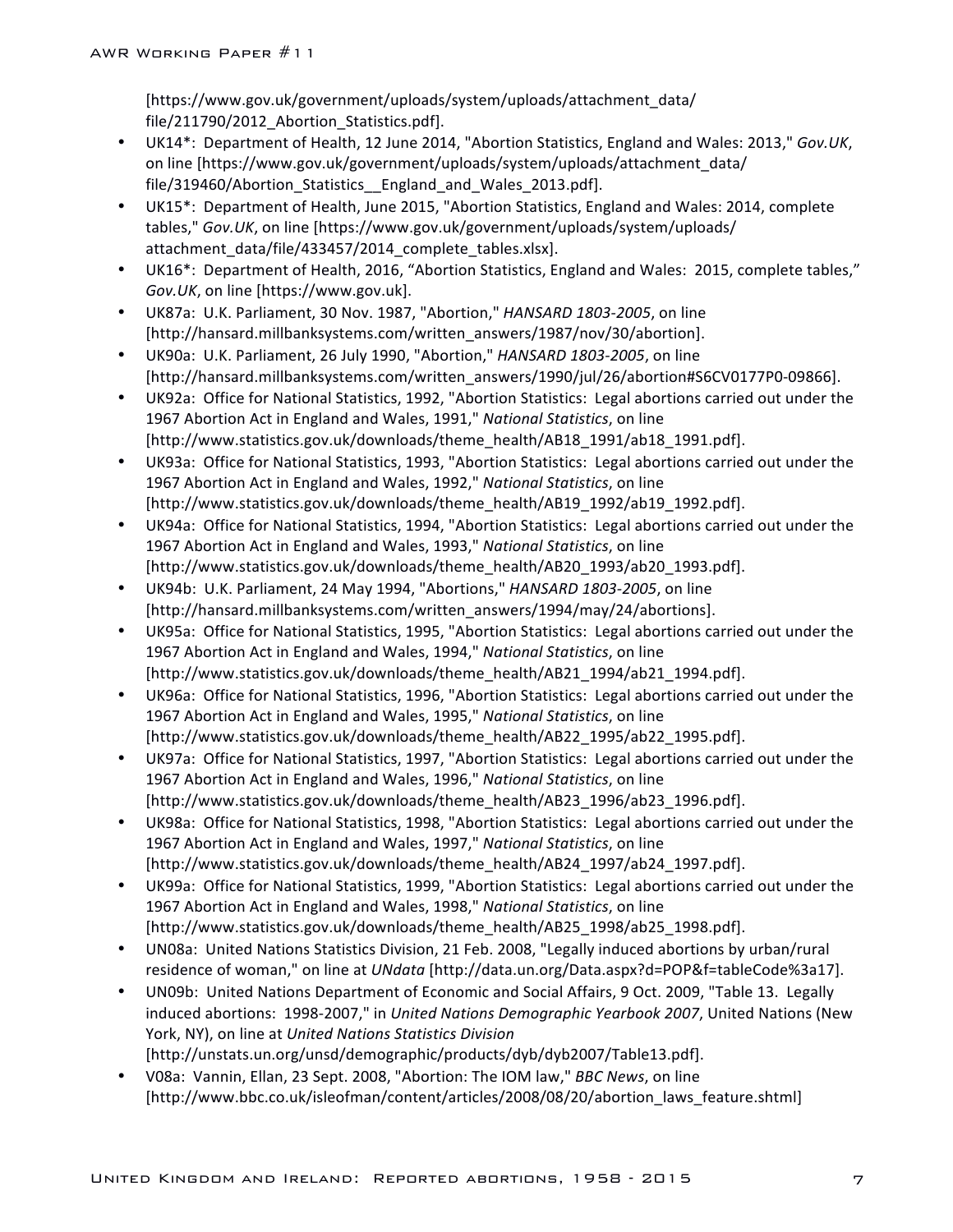[https://www.gov.uk/government/uploads/system/uploads/attachment_data/file/211790/2012_Abortion_Statistics.pdf].

- UK14*: Department of Health, 12 June 2014, "Abortion Statistics, England and Wales: 2013," *Gov.UK*, on line [https://www.gov.uk/government/uploads/system/uploads/attachment_data/file/319460/Abortion_Statistics__England_and_Wales_2013.pdf].
- UK15*: Department of Health, June 2015, "Abortion Statistics, England and Wales: 2014, complete tables," *Gov.UK*, on line [https://www.gov.uk/government/uploads/system/uploads/attachment_data/file/433457/2014_complete_tables.xlsx].
- UK16*: Department of Health, 2016, "Abortion Statistics, England and Wales: 2015, complete tables," *Gov.UK*, on line [https://www.gov.uk].
- UK87a: U.K. Parliament, 30 Nov. 1987, "Abortion," *HANSARD 1803-2005*, on line [http://hansard.millbanksystems.com/written_answers/1987/nov/30/abortion].
- UK90a: U.K. Parliament, 26 July 1990, "Abortion," *HANSARD 1803-2005*, on line [http://hansard.millbanksystems.com/written_answers/1990/jul/26/abortion#S6CV0177P0-09866].
- UK92a: Office for National Statistics, 1992, "Abortion Statistics: Legal abortions carried out under the 1967 Abortion Act in England and Wales, 1991," *National Statistics*, on line [http://www.statistics.gov.uk/downloads/theme_health/AB18_1991/ab18_1991.pdf].
- UK93a: Office for National Statistics, 1993, "Abortion Statistics: Legal abortions carried out under the 1967 Abortion Act in England and Wales, 1992," *National Statistics*, on line [http://www.statistics.gov.uk/downloads/theme_health/AB19_1992/ab19_1992.pdf].
- UK94a: Office for National Statistics, 1994, "Abortion Statistics: Legal abortions carried out under the 1967 Abortion Act in England and Wales, 1993," *National Statistics*, on line [http://www.statistics.gov.uk/downloads/theme_health/AB20_1993/ab20_1993.pdf].
- UK94b: U.K. Parliament, 24 May 1994, "Abortions," *HANSARD 1803-2005*, on line [http://hansard.millbanksystems.com/written_answers/1994/may/24/abortions].
- UK95a: Office for National Statistics, 1995, "Abortion Statistics: Legal abortions carried out under the 1967 Abortion Act in England and Wales, 1994," *National Statistics*, on line [http://www.statistics.gov.uk/downloads/theme_health/AB21_1994/ab21_1994.pdf].
- UK96a: Office for National Statistics, 1996, "Abortion Statistics: Legal abortions carried out under the 1967 Abortion Act in England and Wales, 1995," *National Statistics*, on line [http://www.statistics.gov.uk/downloads/theme_health/AB22_1995/ab22_1995.pdf].
- UK97a: Office for National Statistics, 1997, "Abortion Statistics: Legal abortions carried out under the 1967 Abortion Act in England and Wales, 1996," *National Statistics*, on line [http://www.statistics.gov.uk/downloads/theme_health/AB23_1996/ab23_1996.pdf].
- UK98a: Office for National Statistics, 1998, "Abortion Statistics: Legal abortions carried out under the 1967 Abortion Act in England and Wales, 1997," *National Statistics*, on line [http://www.statistics.gov.uk/downloads/theme_health/AB24_1997/ab24_1997.pdf].
- UK99a: Office for National Statistics, 1999, "Abortion Statistics: Legal abortions carried out under the 1967 Abortion Act in England and Wales, 1998," *National Statistics*, on line [http://www.statistics.gov.uk/downloads/theme_health/AB25_1998/ab25_1998.pdf].
- UN08a: United Nations Statistics Division, 21 Feb. 2008, "Legally induced abortions by urban/rural residence of woman," on line at *UNdata* [http://data.un.org/Data.aspx?d=POP&f=tableCode%3a17].
- UN09b: United Nations Department of Economic and Social Affairs, 9 Oct. 2009, "Table 13. Legally induced abortions: 1998-2007," in *United Nations Demographic Yearbook 2007*, United Nations (New York, NY), on line at *United Nations Statistics Division* [http://unstats.un.org/unsd/demographic/products/dyb/dyb2007/Table13.pdf].
- V08a: Vannin, Ellan, 23 Sept. 2008, "Abortion: The IOM law," *BBC News*, on line [http://www.bbc.co.uk/isleofman/content/articles/2008/08/20/abortion_laws_feature.shtml]